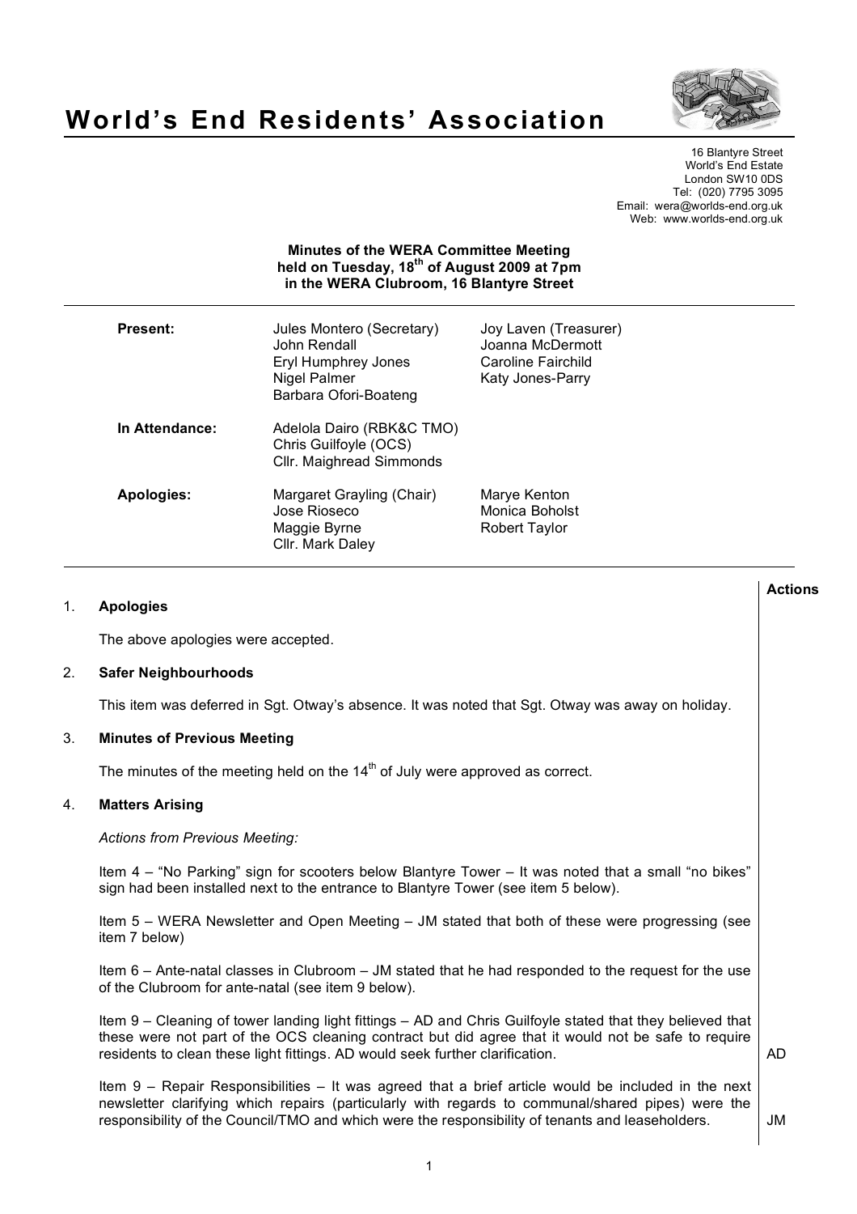# World's End Residents' Association

16 Blantyre Street
World's End Estate
London SW10 0DS
Tel: (020) 7795 3095
Email: wera@worlds-end.org.uk
Web: www.worlds-end.org.uk

**Minutes of the WERA Committee Meeting**
**held on Tuesday, 18th of August 2009 at 7pm**
**in the WERA Clubroom, 16 Blantyre Street**

| | | |
|---|---|---|
| **Present:** | Jules Montero (Secretary)<br>John Rendall<br>Eryl Humphrey Jones<br>Nigel Palmer<br>Barbara Ofori-Boateng | Joy Laven (Treasurer)<br>Joanna McDermott<br>Caroline Fairchild<br>Katy Jones-Parry |
| **In Attendance:** | Adelola Dairo (RBK&C TMO)<br>Chris Guilfoyle (OCS)<br>Cllr. Maighread Simmonds | |
| **Apologies:** | Margaret Grayling (Chair)<br>Jose Rioseco<br>Maggie Byrne<br>Cllr. Mark Daley | Marye Kenton<br>Monica Boholst<br>Robert Taylor |

**Actions**

## 1. Apologies

The above apologies were accepted.

## 2. Safer Neighbourhoods

This item was deferred in Sgt. Otway's absence. It was noted that Sgt. Otway was away on holiday.

## 3. Minutes of Previous Meeting

The minutes of the meeting held on the 14th of July were approved as correct.

## 4. Matters Arising

*Actions from Previous Meeting:*

Item 4 – "No Parking" sign for scooters below Blantyre Tower – It was noted that a small "no bikes" sign had been installed next to the entrance to Blantyre Tower (see item 5 below).

Item 5 – WERA Newsletter and Open Meeting – JM stated that both of these were progressing (see item 7 below)

Item 6 – Ante-natal classes in Clubroom – JM stated that he had responded to the request for the use of the Clubroom for ante-natal (see item 9 below).

Item 9 – Cleaning of tower landing light fittings – AD and Chris Guilfoyle stated that they believed that these were not part of the OCS cleaning contract but did agree that it would not be safe to require residents to clean these light fittings. AD would seek further clarification. — **AD**

Item 9 – Repair Responsibilities – It was agreed that a brief article would be included in the next newsletter clarifying which repairs (particularly with regards to communal/shared pipes) were the responsibility of the Council/TMO and which were the responsibility of tenants and leaseholders. — **JM**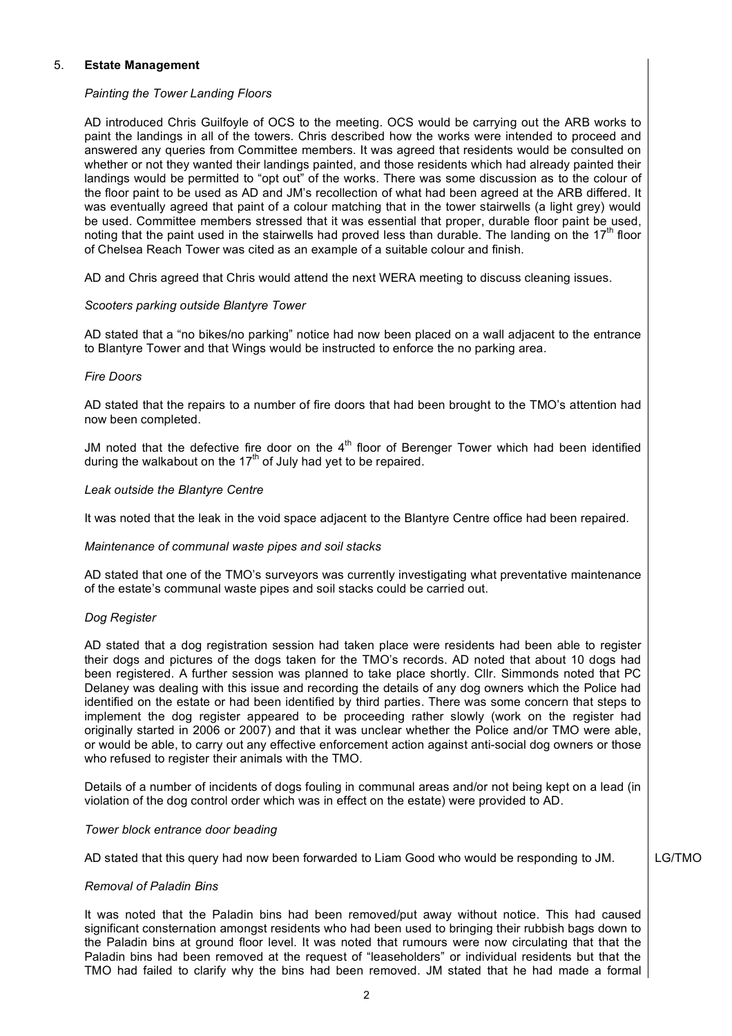## 5. **Estate Management**

*Painting the Tower Landing Floors*

AD introduced Chris Guilfoyle of OCS to the meeting. OCS would be carrying out the ARB works to paint the landings in all of the towers. Chris described how the works were intended to proceed and answered any queries from Committee members. It was agreed that residents would be consulted on whether or not they wanted their landings painted, and those residents which had already painted their landings would be permitted to "opt out" of the works. There was some discussion as to the colour of the floor paint to be used as AD and JM's recollection of what had been agreed at the ARB differed. It was eventually agreed that paint of a colour matching that in the tower stairwells (a light grey) would be used. Committee members stressed that it was essential that proper, durable floor paint be used, noting that the paint used in the stairwells had proved less than durable. The landing on the 17th floor of Chelsea Reach Tower was cited as an example of a suitable colour and finish.

AD and Chris agreed that Chris would attend the next WERA meeting to discuss cleaning issues.

*Scooters parking outside Blantyre Tower*

AD stated that a "no bikes/no parking" notice had now been placed on a wall adjacent to the entrance to Blantyre Tower and that Wings would be instructed to enforce the no parking area.

*Fire Doors*

AD stated that the repairs to a number of fire doors that had been brought to the TMO's attention had now been completed.

JM noted that the defective fire door on the 4th floor of Berenger Tower which had been identified during the walkabout on the 17th of July had yet to be repaired.

*Leak outside the Blantyre Centre*

It was noted that the leak in the void space adjacent to the Blantyre Centre office had been repaired.

*Maintenance of communal waste pipes and soil stacks*

AD stated that one of the TMO's surveyors was currently investigating what preventative maintenance of the estate's communal waste pipes and soil stacks could be carried out.

*Dog Register*

AD stated that a dog registration session had taken place were residents had been able to register their dogs and pictures of the dogs taken for the TMO's records. AD noted that about 10 dogs had been registered. A further session was planned to take place shortly. Cllr. Simmonds noted that PC Delaney was dealing with this issue and recording the details of any dog owners which the Police had identified on the estate or had been identified by third parties. There was some concern that steps to implement the dog register appeared to be proceeding rather slowly (work on the register had originally started in 2006 or 2007) and that it was unclear whether the Police and/or TMO were able, or would be able, to carry out any effective enforcement action against anti-social dog owners or those who refused to register their animals with the TMO.

Details of a number of incidents of dogs fouling in communal areas and/or not being kept on a lead (in violation of the dog control order which was in effect on the estate) were provided to AD.

*Tower block entrance door beading*

AD stated that this query had now been forwarded to Liam Good who would be responding to JM. **LG/TMO**

*Removal of Paladin Bins*

It was noted that the Paladin bins had been removed/put away without notice. This had caused significant consternation amongst residents who had been used to bringing their rubbish bags down to the Paladin bins at ground floor level. It was noted that rumours were now circulating that that the Paladin bins had been removed at the request of "leaseholders" or individual residents but that the TMO had failed to clarify why the bins had been removed. JM stated that he had made a formal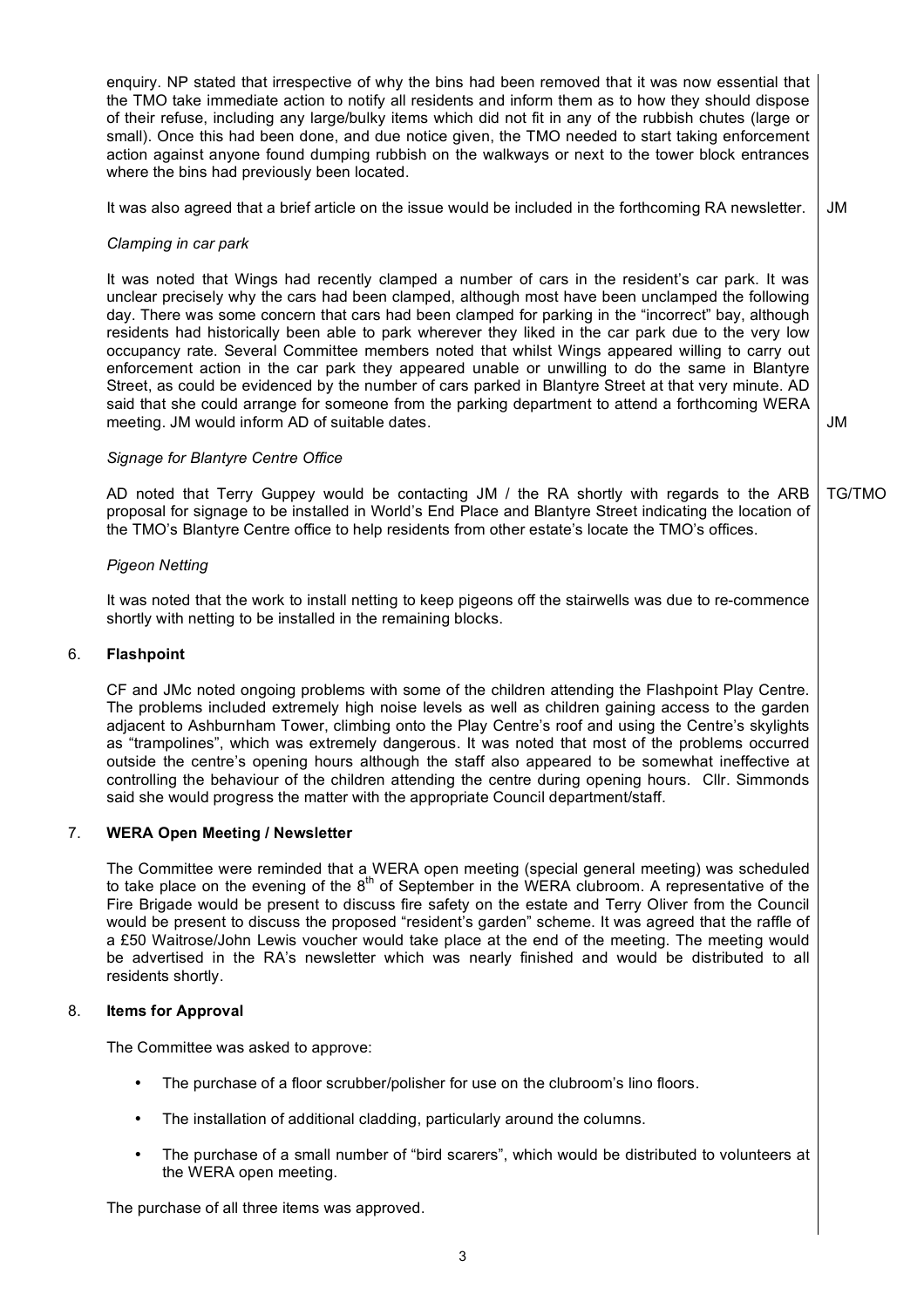enquiry. NP stated that irrespective of why the bins had been removed that it was now essential that the TMO take immediate action to notify all residents and inform them as to how they should dispose of their refuse, including any large/bulky items which did not fit in any of the rubbish chutes (large or small). Once this had been done, and due notice given, the TMO needed to start taking enforcement action against anyone found dumping rubbish on the walkways or next to the tower block entrances where the bins had previously been located.

It was also agreed that a brief article on the issue would be included in the forthcoming RA newsletter. **JM**

*Clamping in car park*

It was noted that Wings had recently clamped a number of cars in the resident's car park. It was unclear precisely why the cars had been clamped, although most have been unclamped the following day. There was some concern that cars had been clamped for parking in the "incorrect" bay, although residents had historically been able to park wherever they liked in the car park due to the very low occupancy rate. Several Committee members noted that whilst Wings appeared willing to carry out enforcement action in the car park they appeared unable or unwilling to do the same in Blantyre Street, as could be evidenced by the number of cars parked in Blantyre Street at that very minute. AD said that she could arrange for someone from the parking department to attend a forthcoming WERA meeting. JM would inform AD of suitable dates. **JM**

*Signage for Blantyre Centre Office*

AD noted that Terry Guppey would be contacting JM / the RA shortly with regards to the ARB proposal for signage to be installed in World's End Place and Blantyre Street indicating the location of the TMO's Blantyre Centre office to help residents from other estate's locate the TMO's offices. **TG/TMO**

*Pigeon Netting*

It was noted that the work to install netting to keep pigeons off the stairwells was due to re-commence shortly with netting to be installed in the remaining blocks.

## 6. Flashpoint

CF and JMc noted ongoing problems with some of the children attending the Flashpoint Play Centre. The problems included extremely high noise levels as well as children gaining access to the garden adjacent to Ashburnham Tower, climbing onto the Play Centre's roof and using the Centre's skylights as "trampolines", which was extremely dangerous. It was noted that most of the problems occurred outside the centre's opening hours although the staff also appeared to be somewhat ineffective at controlling the behaviour of the children attending the centre during opening hours. Cllr. Simmonds said she would progress the matter with the appropriate Council department/staff.

## 7. WERA Open Meeting / Newsletter

The Committee were reminded that a WERA open meeting (special general meeting) was scheduled to take place on the evening of the 8th of September in the WERA clubroom. A representative of the Fire Brigade would be present to discuss fire safety on the estate and Terry Oliver from the Council would be present to discuss the proposed "resident's garden" scheme. It was agreed that the raffle of a £50 Waitrose/John Lewis voucher would take place at the end of the meeting. The meeting would be advertised in the RA's newsletter which was nearly finished and would be distributed to all residents shortly.

## 8. Items for Approval

The Committee was asked to approve:

- The purchase of a floor scrubber/polisher for use on the clubroom's lino floors.
- The installation of additional cladding, particularly around the columns.
- The purchase of a small number of "bird scarers", which would be distributed to volunteers at the WERA open meeting.

The purchase of all three items was approved.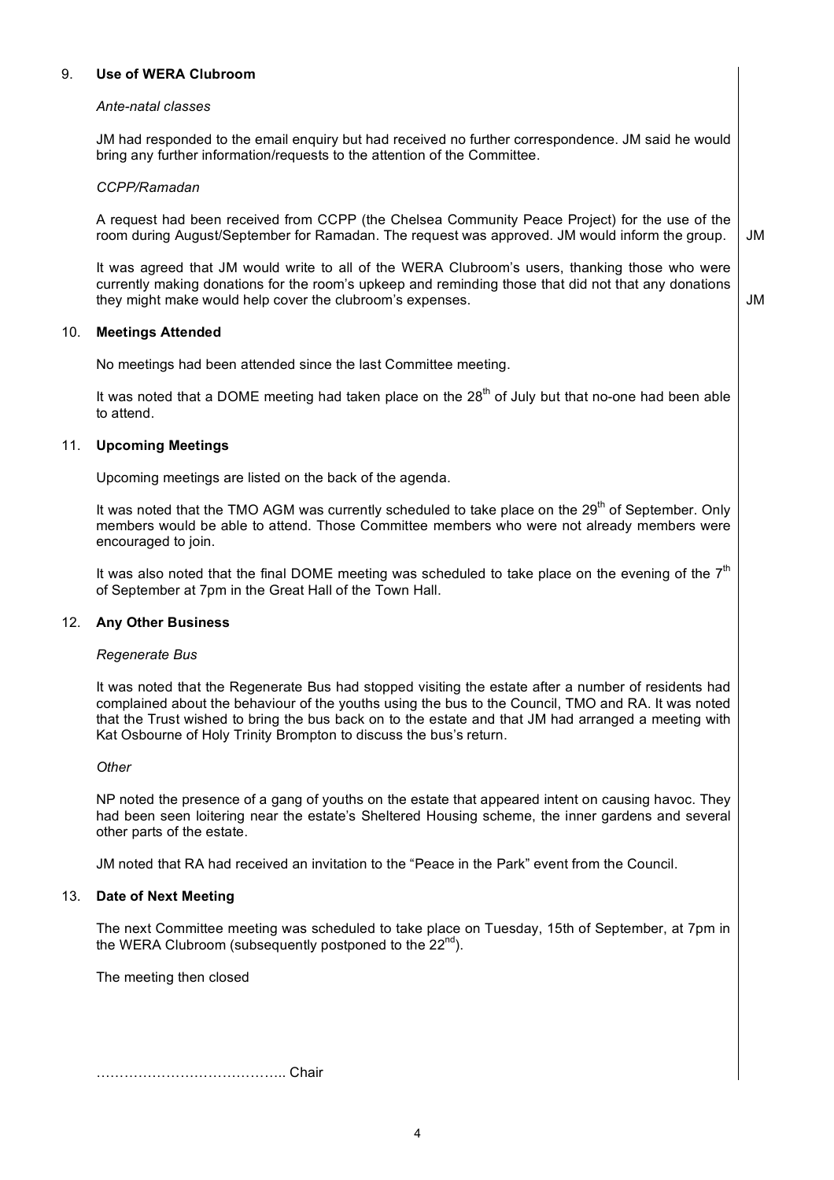## 9. Use of WERA Clubroom

*Ante-natal classes*

JM had responded to the email enquiry but had received no further correspondence. JM said he would bring any further information/requests to the attention of the Committee.

*CCPP/Ramadan*

A request had been received from CCPP (the Chelsea Community Peace Project) for the use of the room during August/September for Ramadan. The request was approved. JM would inform the group. **JM**

It was agreed that JM would write to all of the WERA Clubroom's users, thanking those who were currently making donations for the room's upkeep and reminding those that did not that any donations they might make would help cover the clubroom's expenses. **JM**

## 10. Meetings Attended

No meetings had been attended since the last Committee meeting.

It was noted that a DOME meeting had taken place on the 28th of July but that no-one had been able to attend.

## 11. Upcoming Meetings

Upcoming meetings are listed on the back of the agenda.

It was noted that the TMO AGM was currently scheduled to take place on the 29th of September. Only members would be able to attend. Those Committee members who were not already members were encouraged to join.

It was also noted that the final DOME meeting was scheduled to take place on the evening of the 7th of September at 7pm in the Great Hall of the Town Hall.

## 12. Any Other Business

*Regenerate Bus*

It was noted that the Regenerate Bus had stopped visiting the estate after a number of residents had complained about the behaviour of the youths using the bus to the Council, TMO and RA. It was noted that the Trust wished to bring the bus back on to the estate and that JM had arranged a meeting with Kat Osbourne of Holy Trinity Brompton to discuss the bus's return.

*Other*

NP noted the presence of a gang of youths on the estate that appeared intent on causing havoc. They had been seen loitering near the estate's Sheltered Housing scheme, the inner gardens and several other parts of the estate.

JM noted that RA had received an invitation to the "Peace in the Park" event from the Council.

## 13. Date of Next Meeting

The next Committee meeting was scheduled to take place on Tuesday, 15th of September, at 7pm in the WERA Clubroom (subsequently postponed to the 22nd).

The meeting then closed

………………………………….. Chair